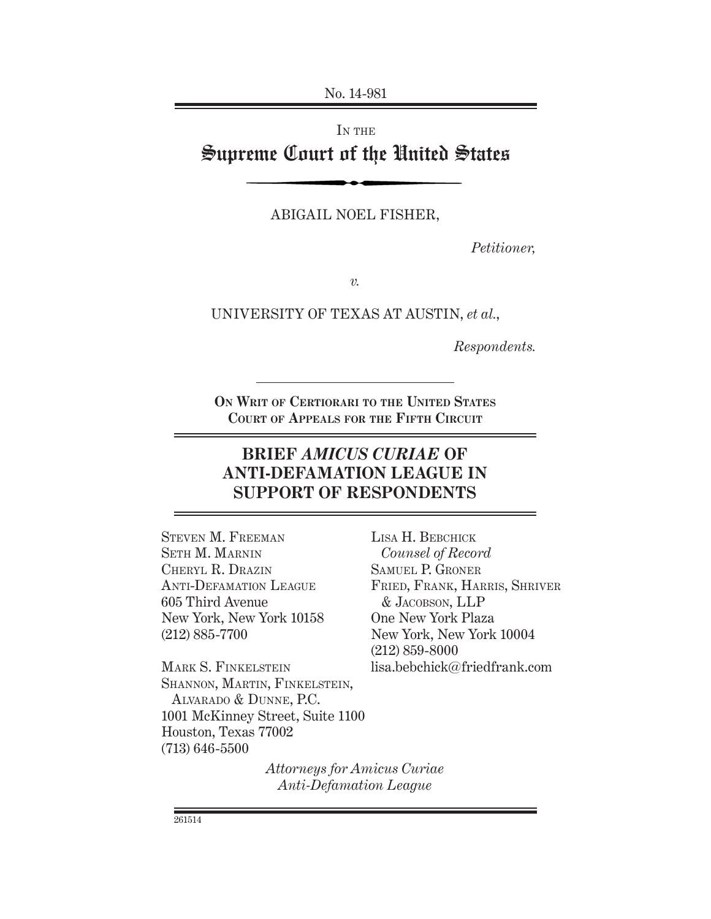No. 14-981

IN THE

# Supreme Court of the United States

ABIGAIL NOEL FISHER,

*Petitioner,*

*v.*

UNIVERSITY OF TEXAS AT AUSTIN, *et al.*,

*Respondents.*

**ON WRIT OF CERTIORARI TO THE UNITED STATES COURT OF APPEALS FOR THE FIFTH CIRCUIT**

## BRIEF *AMICUS CURIAE* OF ANTI-DEFAMATION LEAGUE IN SUPPORT OF RESPONDENTS

STEVEN M. FREEMAN
SETH M. MARNIN
CHERYL R. DRAZIN
ANTI-DEFAMATION LEAGUE
605 Third Avenue
New York, New York 10158
(212) 885-7700

MARK S. FINKELSTEIN
SHANNON, MARTIN, FINKELSTEIN, ALVARADO & DUNNE, P.C.
1001 McKinney Street, Suite 1100
Houston, Texas 77002
(713) 646-5500

LISA H. BEBCHICK
*Counsel of Record*
SAMUEL P. GRONER
FRIED, FRANK, HARRIS, SHRIVER & JACOBSON, LLP
One New York Plaza
New York, New York 10004
(212) 859-8000
lisa.bebchick@friedfrank.com

*Attorneys for Amicus Curiae Anti-Defamation League*

261514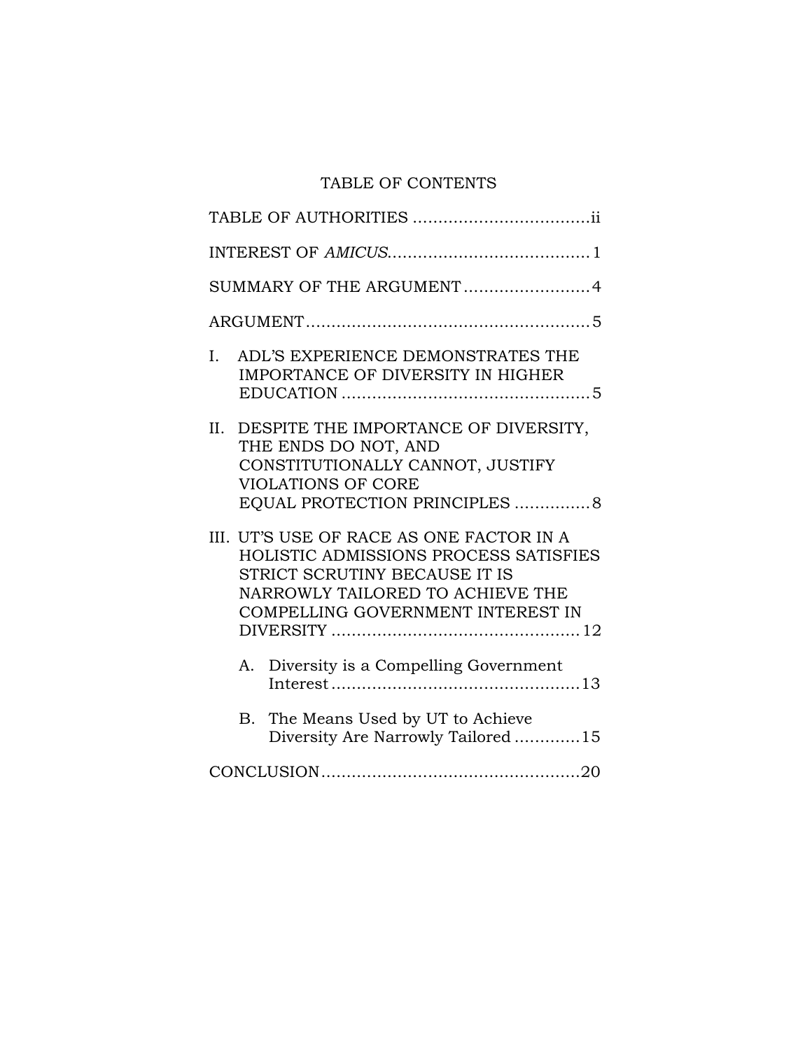# TABLE OF CONTENTS

TABLE OF AUTHORITIES ....................................ii

INTEREST OF *AMICUS*........................................1

SUMMARY OF THE ARGUMENT .........................4

ARGUMENT.........................................................5

I. ADL'S EXPERIENCE DEMONSTRATES THE IMPORTANCE OF DIVERSITY IN HIGHER EDUCATION .................................................5

II. DESPITE THE IMPORTANCE OF DIVERSITY, THE ENDS DO NOT, AND CONSTITUTIONALLY CANNOT, JUSTIFY VIOLATIONS OF CORE EQUAL PROTECTION PRINCIPLES ...............8

III. UT'S USE OF RACE AS ONE FACTOR IN A HOLISTIC ADMISSIONS PROCESS SATISFIES STRICT SCRUTINY BECAUSE IT IS NARROWLY TAILORED TO ACHIEVE THE COMPELLING GOVERNMENT INTEREST IN DIVERSITY .................................................12

   A. Diversity is a Compelling Government Interest .................................................13

   B. The Means Used by UT to Achieve Diversity Are Narrowly Tailored .............15

CONCLUSION...................................................20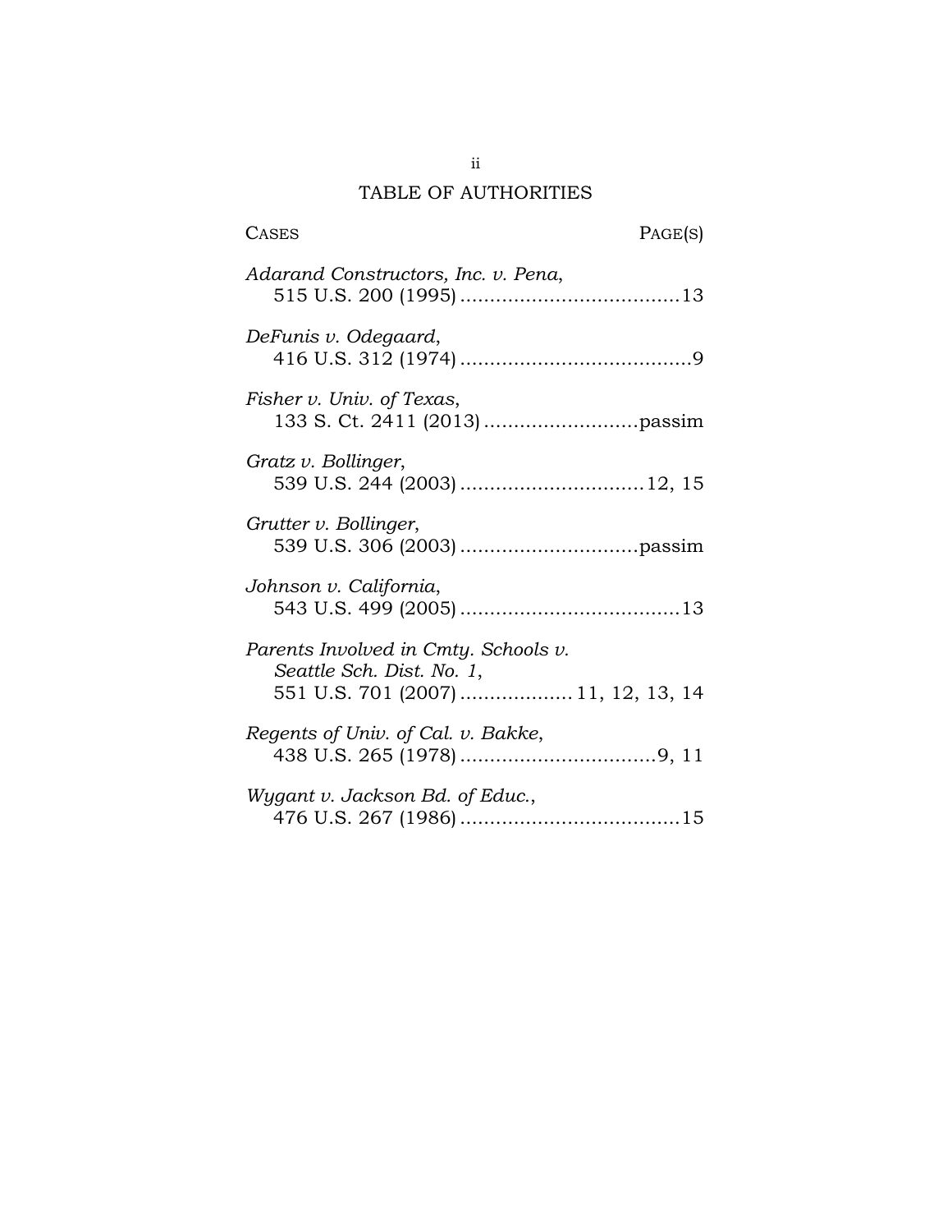# TABLE OF AUTHORITIES

| CASES | PAGE(S) |
|---|---|
| *Adarand Constructors, Inc. v. Pena*, 515 U.S. 200 (1995) | 13 |
| *DeFunis v. Odegaard*, 416 U.S. 312 (1974) | 9 |
| *Fisher v. Univ. of Texas*, 133 S. Ct. 2411 (2013) | passim |
| *Gratz v. Bollinger*, 539 U.S. 244 (2003) | 12, 15 |
| *Grutter v. Bollinger*, 539 U.S. 306 (2003) | passim |
| *Johnson v. California*, 543 U.S. 499 (2005) | 13 |
| *Parents Involved in Cmty. Schools v. Seattle Sch. Dist. No. 1*, 551 U.S. 701 (2007) | 11, 12, 13, 14 |
| *Regents of Univ. of Cal. v. Bakke*, 438 U.S. 265 (1978) | 9, 11 |
| *Wygant v. Jackson Bd. of Educ.*, 476 U.S. 267 (1986) | 15 |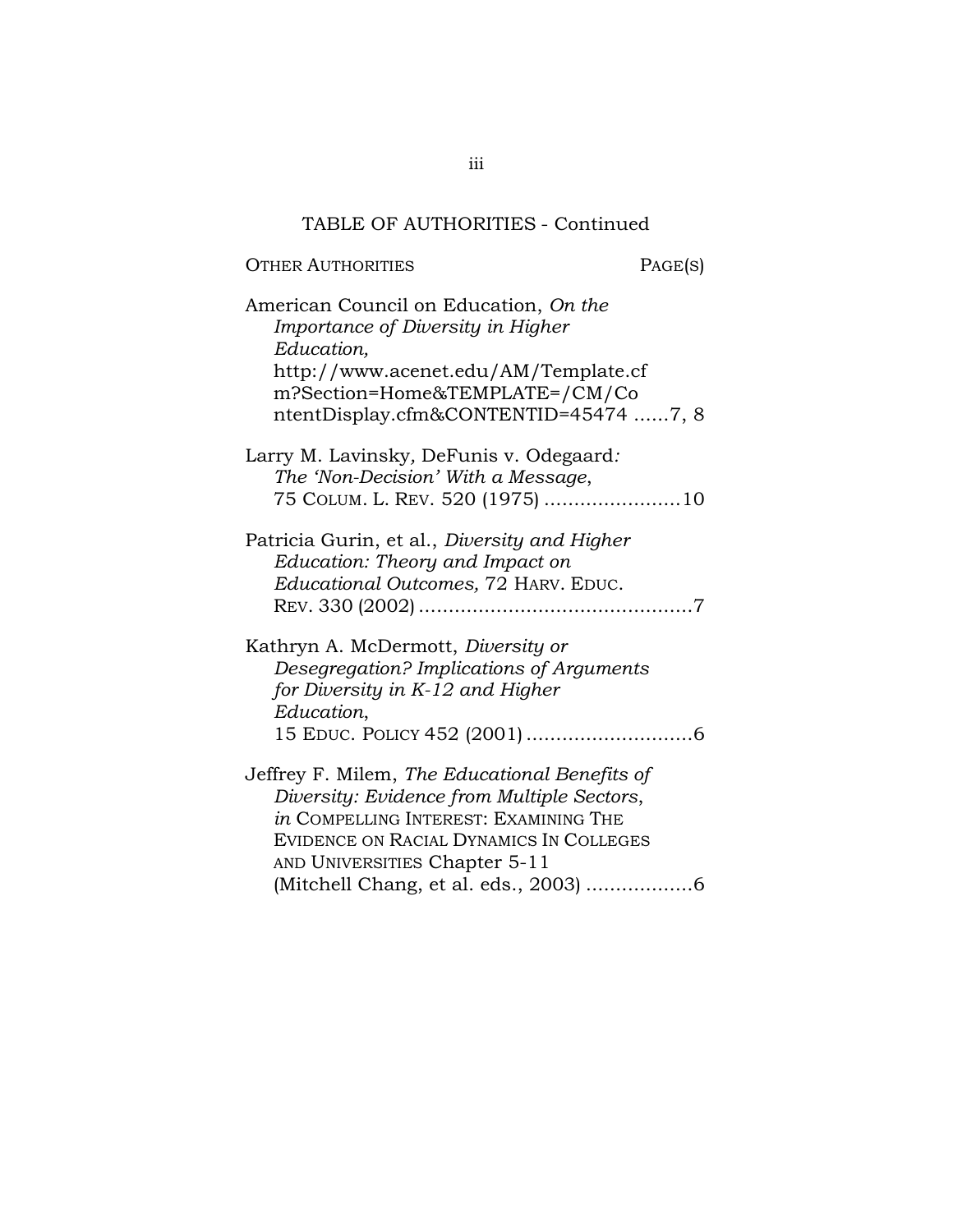TABLE OF AUTHORITIES - Continued

OTHER AUTHORITIES PAGE(S)

American Council on Education, *On the Importance of Diversity in Higher Education,* http://www.acenet.edu/AM/Template.cfm?Section=Home&TEMPLATE=/CM/ContentDisplay.cfm&CONTENTID=45474 ......7, 8

Larry M. Lavinsky*,* DeFunis v. Odegaard*: The 'Non-Decision' With a Message*, 75 COLUM. L. REV. 520 (1975) .......................10

Patricia Gurin, et al., *Diversity and Higher Education: Theory and Impact on Educational Outcomes,* 72 HARV. EDUC. REV. 330 (2002) ..............................................7

Kathryn A. McDermott, *Diversity or Desegregation? Implications of Arguments for Diversity in K-12 and Higher Education*, 15 EDUC. POLICY 452 (2001) ............................6

Jeffrey F. Milem, *The Educational Benefits of Diversity: Evidence from Multiple Sectors*, *in* COMPELLING INTEREST: EXAMINING THE EVIDENCE ON RACIAL DYNAMICS IN COLLEGES AND UNIVERSITIES Chapter 5-11 (Mitchell Chang, et al. eds., 2003) ..................6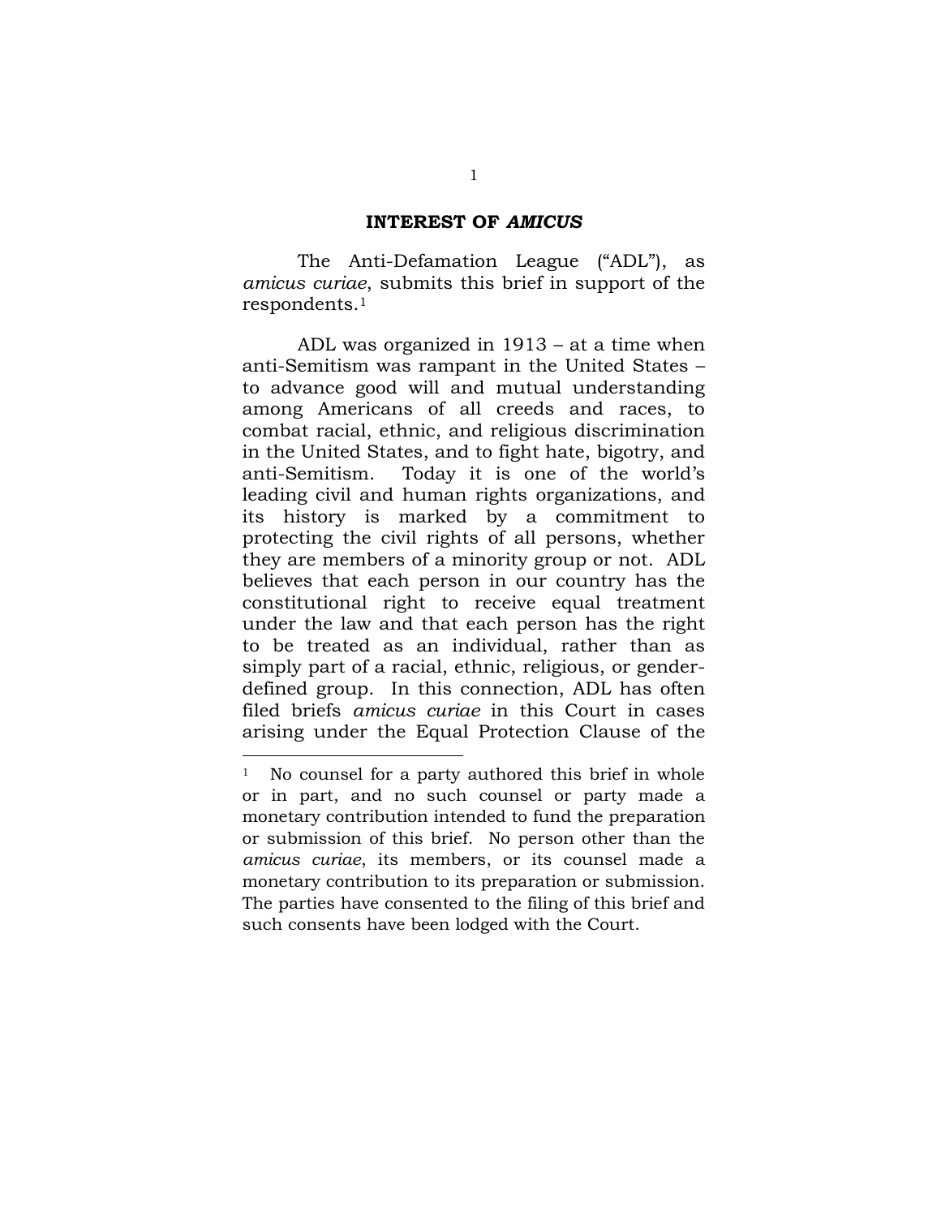## INTEREST OF *AMICUS*

The Anti-Defamation League ("ADL"), as *amicus curiae*, submits this brief in support of the respondents.[1]

ADL was organized in 1913 – at a time when anti-Semitism was rampant in the United States – to advance good will and mutual understanding among Americans of all creeds and races, to combat racial, ethnic, and religious discrimination in the United States, and to fight hate, bigotry, and anti-Semitism. Today it is one of the world's leading civil and human rights organizations, and its history is marked by a commitment to protecting the civil rights of all persons, whether they are members of a minority group or not. ADL believes that each person in our country has the constitutional right to receive equal treatment under the law and that each person has the right to be treated as an individual, rather than as simply part of a racial, ethnic, religious, or gender-defined group. In this connection, ADL has often filed briefs *amicus curiae* in this Court in cases arising under the Equal Protection Clause of the

---

[1] No counsel for a party authored this brief in whole or in part, and no such counsel or party made a monetary contribution intended to fund the preparation or submission of this brief. No person other than the *amicus curiae*, its members, or its counsel made a monetary contribution to its preparation or submission. The parties have consented to the filing of this brief and such consents have been lodged with the Court.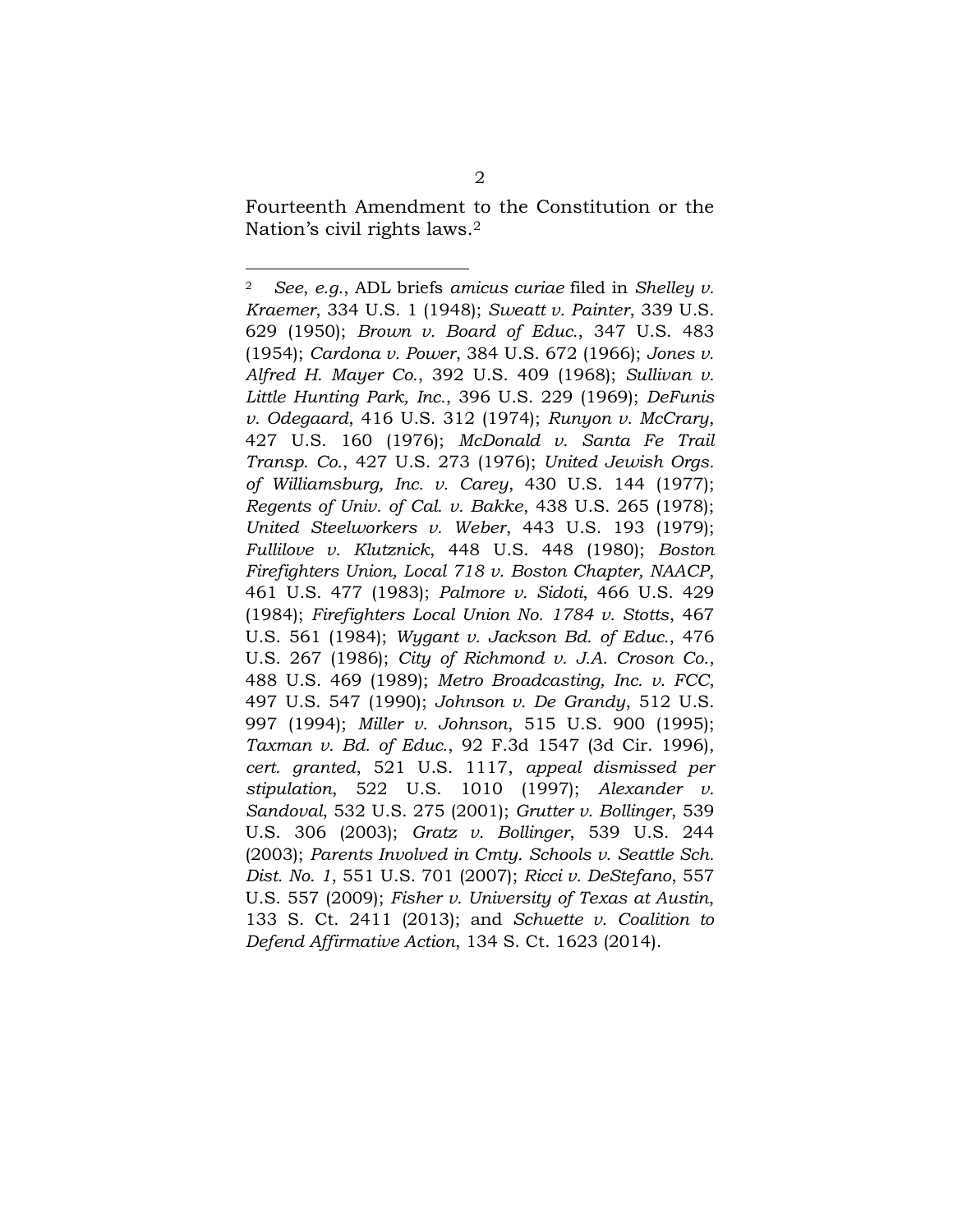Fourteenth Amendment to the Constitution or the Nation's civil rights laws.[2]

---

[2] *See*, *e.g.*, ADL briefs *amicus curiae* filed in *Shelley v. Kraemer*, 334 U.S. 1 (1948); *Sweatt v. Painter*, 339 U.S. 629 (1950); *Brown v. Board of Educ.*, 347 U.S. 483 (1954); *Cardona v. Power*, 384 U.S. 672 (1966); *Jones v. Alfred H. Mayer Co.*, 392 U.S. 409 (1968); *Sullivan v. Little Hunting Park, Inc.*, 396 U.S. 229 (1969); *DeFunis v. Odegaard*, 416 U.S. 312 (1974); *Runyon v. McCrary*, 427 U.S. 160 (1976); *McDonald v. Santa Fe Trail Transp. Co.*, 427 U.S. 273 (1976); *United Jewish Orgs. of Williamsburg, Inc. v. Carey*, 430 U.S. 144 (1977); *Regents of Univ. of Cal. v. Bakke*, 438 U.S. 265 (1978); *United Steelworkers v. Weber*, 443 U.S. 193 (1979); *Fullilove v. Klutznick*, 448 U.S. 448 (1980); *Boston Firefighters Union, Local 718 v. Boston Chapter, NAACP*, 461 U.S. 477 (1983); *Palmore v. Sidoti*, 466 U.S. 429 (1984); *Firefighters Local Union No. 1784 v. Stotts*, 467 U.S. 561 (1984); *Wygant v. Jackson Bd. of Educ.*, 476 U.S. 267 (1986); *City of Richmond v. J.A. Croson Co.*, 488 U.S. 469 (1989); *Metro Broadcasting, Inc. v. FCC*, 497 U.S. 547 (1990); *Johnson v. De Grandy*, 512 U.S. 997 (1994); *Miller v. Johnson*, 515 U.S. 900 (1995); *Taxman v. Bd. of Educ.*, 92 F.3d 1547 (3d Cir. 1996), *cert. granted*, 521 U.S. 1117, *appeal dismissed per stipulation*, 522 U.S. 1010 (1997); *Alexander v. Sandoval*, 532 U.S. 275 (2001); *Grutter v. Bollinger*, 539 U.S. 306 (2003); *Gratz v. Bollinger*, 539 U.S. 244 (2003); *Parents Involved in Cmty. Schools v. Seattle Sch. Dist. No. 1*, 551 U.S. 701 (2007); *Ricci v. DeStefano*, 557 U.S. 557 (2009); *Fisher v. University of Texas at Austin*, 133 S. Ct. 2411 (2013); and *Schuette v. Coalition to Defend Affirmative Action*, 134 S. Ct. 1623 (2014).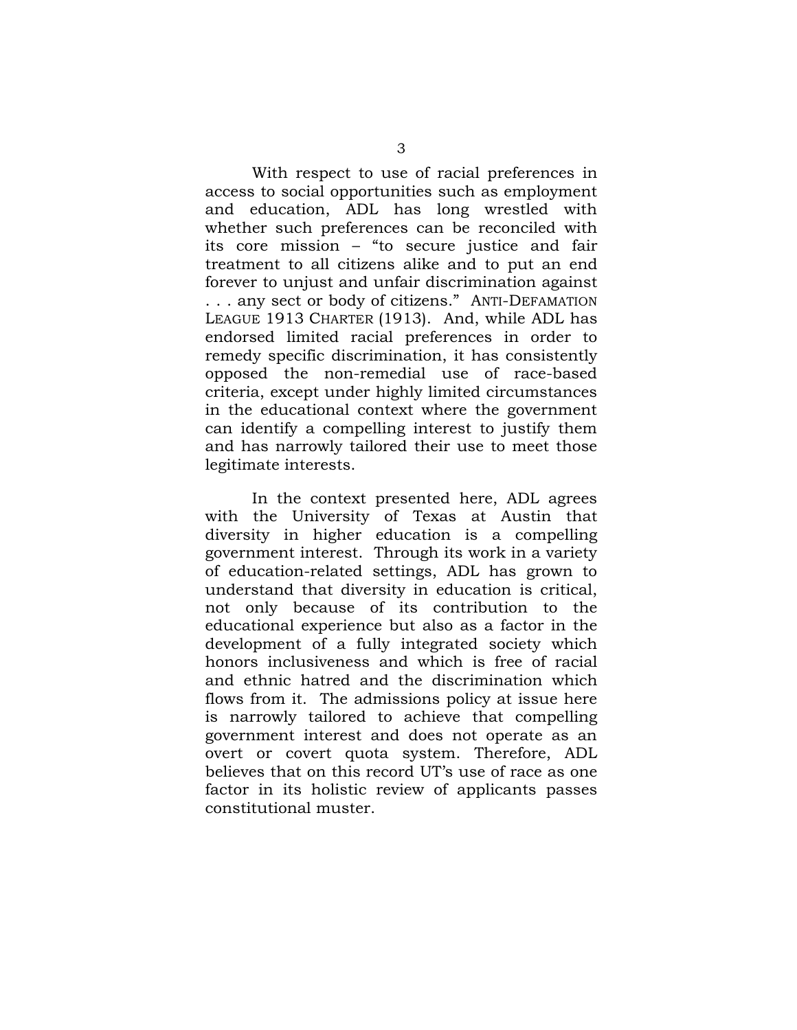With respect to use of racial preferences in access to social opportunities such as employment and education, ADL has long wrestled with whether such preferences can be reconciled with its core mission – "to secure justice and fair treatment to all citizens alike and to put an end forever to unjust and unfair discrimination against . . . any sect or body of citizens." ANTI-DEFAMATION LEAGUE 1913 CHARTER (1913). And, while ADL has endorsed limited racial preferences in order to remedy specific discrimination, it has consistently opposed the non-remedial use of race-based criteria, except under highly limited circumstances in the educational context where the government can identify a compelling interest to justify them and has narrowly tailored their use to meet those legitimate interests.

In the context presented here, ADL agrees with the University of Texas at Austin that diversity in higher education is a compelling government interest. Through its work in a variety of education-related settings, ADL has grown to understand that diversity in education is critical, not only because of its contribution to the educational experience but also as a factor in the development of a fully integrated society which honors inclusiveness and which is free of racial and ethnic hatred and the discrimination which flows from it. The admissions policy at issue here is narrowly tailored to achieve that compelling government interest and does not operate as an overt or covert quota system. Therefore, ADL believes that on this record UT's use of race as one factor in its holistic review of applicants passes constitutional muster.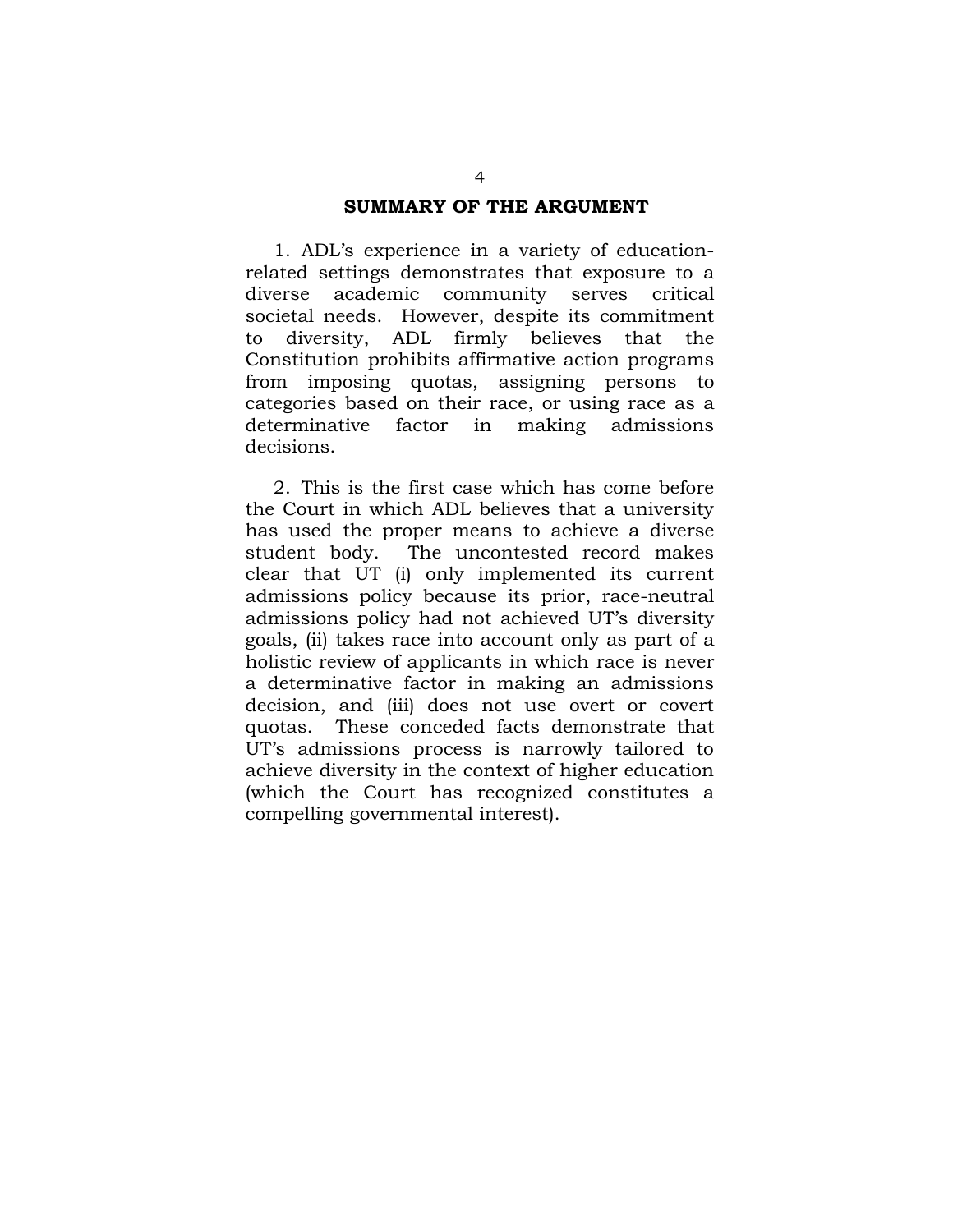## SUMMARY OF THE ARGUMENT

1. ADL's experience in a variety of education-related settings demonstrates that exposure to a diverse academic community serves critical societal needs. However, despite its commitment to diversity, ADL firmly believes that the Constitution prohibits affirmative action programs from imposing quotas, assigning persons to categories based on their race, or using race as a determinative factor in making admissions decisions.

2. This is the first case which has come before the Court in which ADL believes that a university has used the proper means to achieve a diverse student body. The uncontested record makes clear that UT (i) only implemented its current admissions policy because its prior, race-neutral admissions policy had not achieved UT's diversity goals, (ii) takes race into account only as part of a holistic review of applicants in which race is never a determinative factor in making an admissions decision, and (iii) does not use overt or covert quotas. These conceded facts demonstrate that UT's admissions process is narrowly tailored to achieve diversity in the context of higher education (which the Court has recognized constitutes a compelling governmental interest).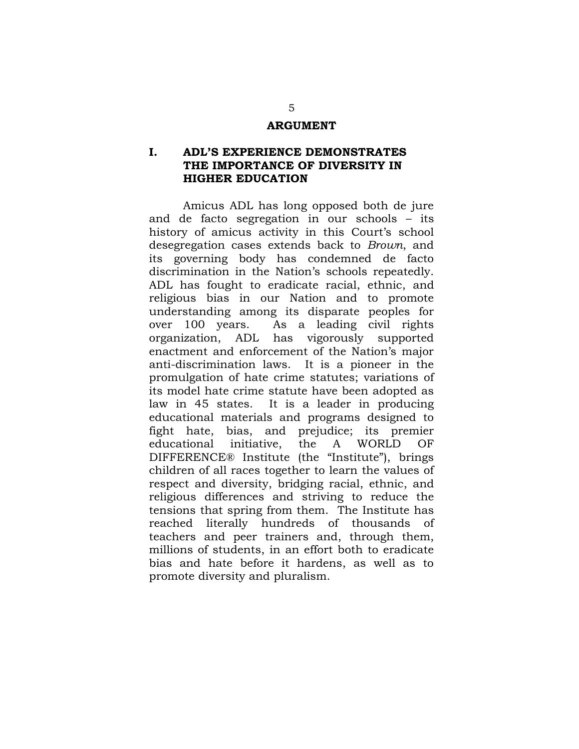## ARGUMENT

### I. ADL'S EXPERIENCE DEMONSTRATES THE IMPORTANCE OF DIVERSITY IN HIGHER EDUCATION

Amicus ADL has long opposed both de jure and de facto segregation in our schools – its history of amicus activity in this Court's school desegregation cases extends back to *Brown*, and its governing body has condemned de facto discrimination in the Nation's schools repeatedly. ADL has fought to eradicate racial, ethnic, and religious bias in our Nation and to promote understanding among its disparate peoples for over 100 years. As a leading civil rights organization, ADL has vigorously supported enactment and enforcement of the Nation's major anti-discrimination laws. It is a pioneer in the promulgation of hate crime statutes; variations of its model hate crime statute have been adopted as law in 45 states. It is a leader in producing educational materials and programs designed to fight hate, bias, and prejudice; its premier educational initiative, the A WORLD OF DIFFERENCE® Institute (the "Institute"), brings children of all races together to learn the values of respect and diversity, bridging racial, ethnic, and religious differences and striving to reduce the tensions that spring from them. The Institute has reached literally hundreds of thousands of teachers and peer trainers and, through them, millions of students, in an effort both to eradicate bias and hate before it hardens, as well as to promote diversity and pluralism.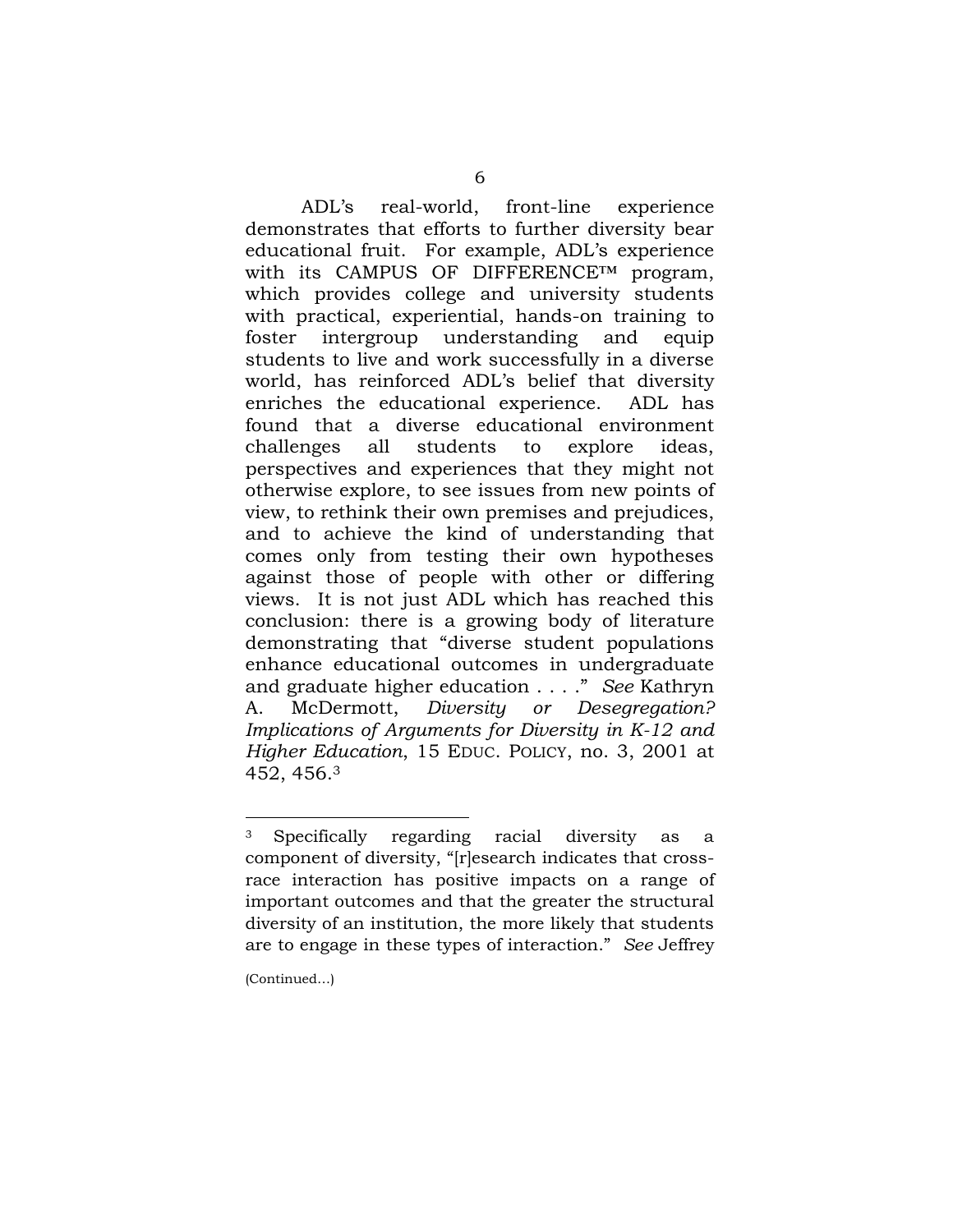ADL's real-world, front-line experience demonstrates that efforts to further diversity bear educational fruit. For example, ADL's experience with its CAMPUS OF DIFFERENCE™ program, which provides college and university students with practical, experiential, hands-on training to foster intergroup understanding and equip students to live and work successfully in a diverse world, has reinforced ADL's belief that diversity enriches the educational experience. ADL has found that a diverse educational environment challenges all students to explore ideas, perspectives and experiences that they might not otherwise explore, to see issues from new points of view, to rethink their own premises and prejudices, and to achieve the kind of understanding that comes only from testing their own hypotheses against those of people with other or differing views. It is not just ADL which has reached this conclusion: there is a growing body of literature demonstrating that "diverse student populations enhance educational outcomes in undergraduate and graduate higher education . . . ." *See* Kathryn A. McDermott, *Diversity or Desegregation? Implications of Arguments for Diversity in K-12 and Higher Education*, 15 EDUC. POLICY, no. 3, 2001 at 452, 456.[3]

---

[3] Specifically regarding racial diversity as a component of diversity, "[r]esearch indicates that cross-race interaction has positive impacts on a range of important outcomes and that the greater the structural diversity of an institution, the more likely that students are to engage in these types of interaction." *See* Jeffrey

(Continued…)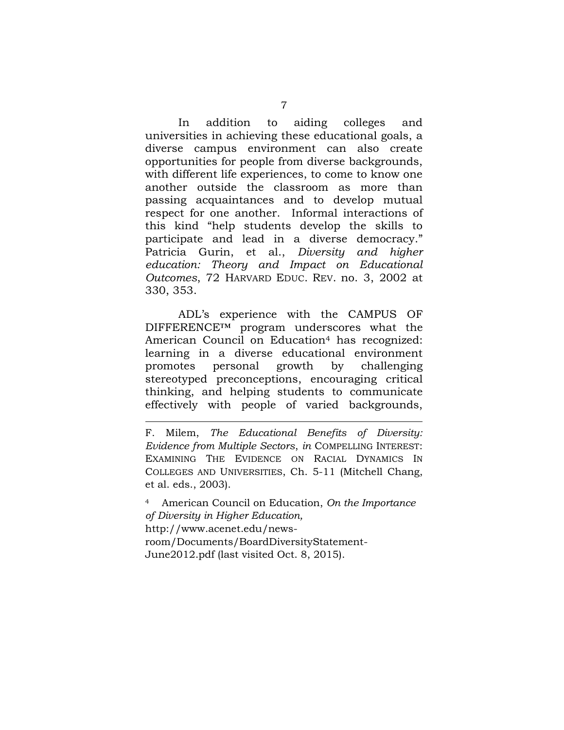In addition to aiding colleges and universities in achieving these educational goals, a diverse campus environment can also create opportunities for people from diverse backgrounds, with different life experiences, to come to know one another outside the classroom as more than passing acquaintances and to develop mutual respect for one another. Informal interactions of this kind "help students develop the skills to participate and lead in a diverse democracy." Patricia Gurin, et al., *Diversity and higher education: Theory and Impact on Educational Outcomes*, 72 HARVARD EDUC. REV. no. 3, 2002 at 330, 353.

ADL's experience with the CAMPUS OF DIFFERENCE™ program underscores what the American Council on Education[4] has recognized: learning in a diverse educational environment promotes personal growth by challenging stereotyped preconceptions, encouraging critical thinking, and helping students to communicate effectively with people of varied backgrounds,

---

F. Milem, *The Educational Benefits of Diversity: Evidence from Multiple Sectors*, *in* COMPELLING INTEREST: EXAMINING THE EVIDENCE ON RACIAL DYNAMICS IN COLLEGES AND UNIVERSITIES, Ch. 5-11 (Mitchell Chang, et al. eds., 2003).

[4] American Council on Education, *On the Importance of Diversity in Higher Education,* http://www.acenet.edu/news-room/Documents/BoardDiversityStatement-June2012.pdf (last visited Oct. 8, 2015).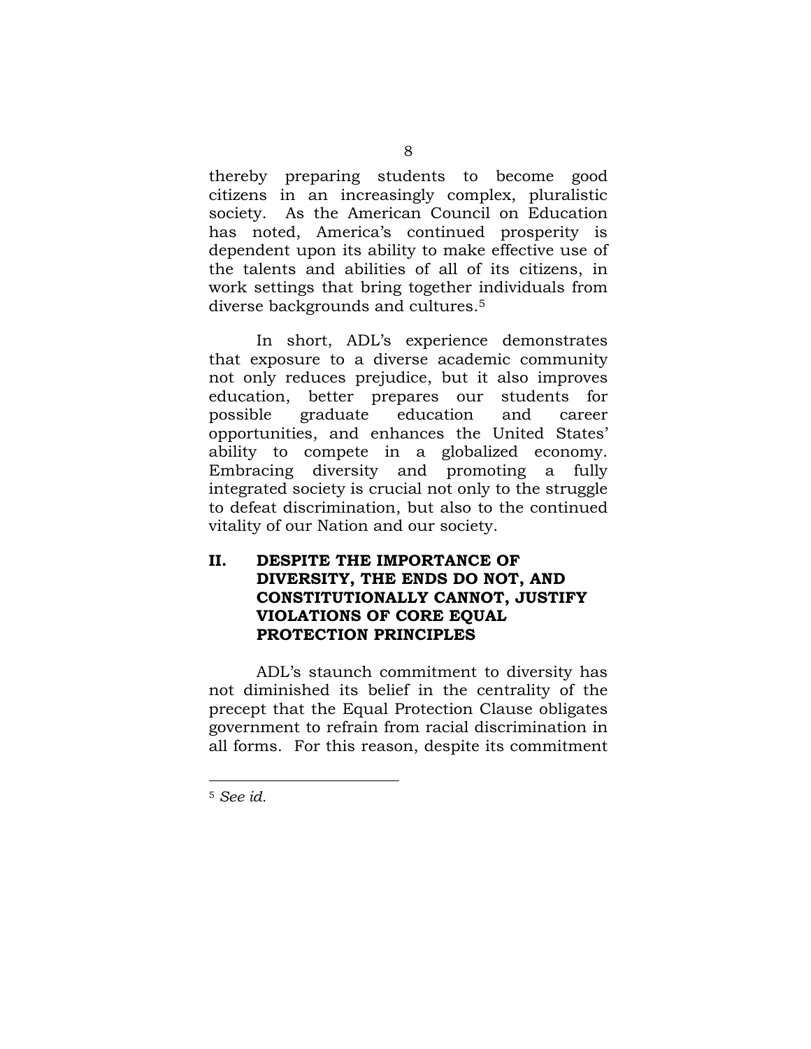thereby preparing students to become good citizens in an increasingly complex, pluralistic society. As the American Council on Education has noted, America's continued prosperity is dependent upon its ability to make effective use of the talents and abilities of all of its citizens, in work settings that bring together individuals from diverse backgrounds and cultures.[5]

In short, ADL's experience demonstrates that exposure to a diverse academic community not only reduces prejudice, but it also improves education, better prepares our students for possible graduate education and career opportunities, and enhances the United States' ability to compete in a globalized economy. Embracing diversity and promoting a fully integrated society is crucial not only to the struggle to defeat discrimination, but also to the continued vitality of our Nation and our society.

## II. DESPITE THE IMPORTANCE OF DIVERSITY, THE ENDS DO NOT, AND CONSTITUTIONALLY CANNOT, JUSTIFY VIOLATIONS OF CORE EQUAL PROTECTION PRINCIPLES

ADL's staunch commitment to diversity has not diminished its belief in the centrality of the precept that the Equal Protection Clause obligates government to refrain from racial discrimination in all forms. For this reason, despite its commitment

---

[5] *See id.*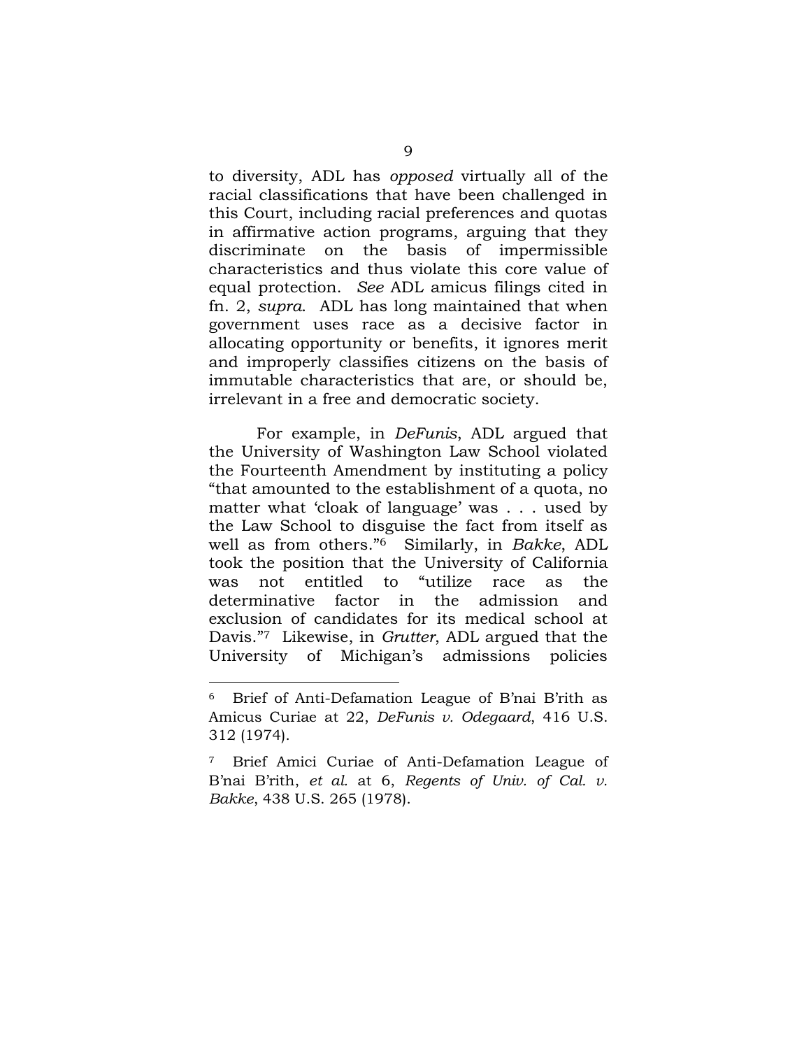to diversity, ADL has *opposed* virtually all of the racial classifications that have been challenged in this Court, including racial preferences and quotas in affirmative action programs, arguing that they discriminate on the basis of impermissible characteristics and thus violate this core value of equal protection. *See* ADL amicus filings cited in fn. 2, *supra*. ADL has long maintained that when government uses race as a decisive factor in allocating opportunity or benefits, it ignores merit and improperly classifies citizens on the basis of immutable characteristics that are, or should be, irrelevant in a free and democratic society.

For example, in *DeFunis*, ADL argued that the University of Washington Law School violated the Fourteenth Amendment by instituting a policy "that amounted to the establishment of a quota, no matter what 'cloak of language' was . . . used by the Law School to disguise the fact from itself as well as from others."[6] Similarly, in *Bakke*, ADL took the position that the University of California was not entitled to "utilize race as the determinative factor in the admission and exclusion of candidates for its medical school at Davis."[7] Likewise, in *Grutter*, ADL argued that the University of Michigan's admissions policies

---

[6] Brief of Anti-Defamation League of B'nai B'rith as Amicus Curiae at 22, *DeFunis v. Odegaard*, 416 U.S. 312 (1974).

[7] Brief Amici Curiae of Anti-Defamation League of B'nai B'rith, *et al.* at 6, *Regents of Univ. of Cal. v. Bakke*, 438 U.S. 265 (1978).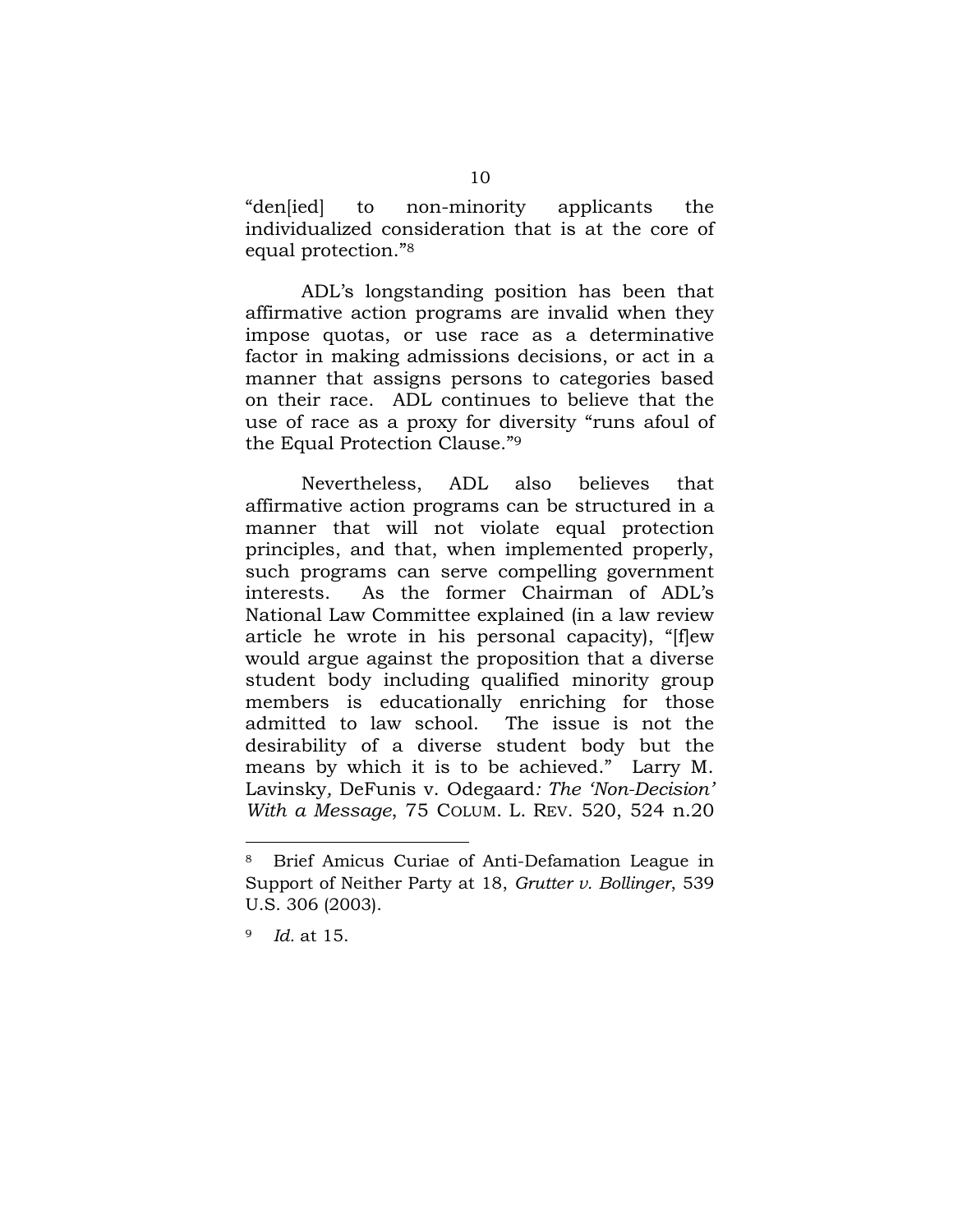"den[ied] to non-minority applicants the individualized consideration that is at the core of equal protection."[8]

ADL's longstanding position has been that affirmative action programs are invalid when they impose quotas, or use race as a determinative factor in making admissions decisions, or act in a manner that assigns persons to categories based on their race. ADL continues to believe that the use of race as a proxy for diversity "runs afoul of the Equal Protection Clause."[9]

Nevertheless, ADL also believes that affirmative action programs can be structured in a manner that will not violate equal protection principles, and that, when implemented properly, such programs can serve compelling government interests. As the former Chairman of ADL's National Law Committee explained (in a law review article he wrote in his personal capacity), "[f]ew would argue against the proposition that a diverse student body including qualified minority group members is educationally enriching for those admitted to law school. The issue is not the desirability of a diverse student body but the means by which it is to be achieved." Larry M. Lavinsky, *DeFunis v. Odegaard: The 'Non-Decision' With a Message*, 75 COLUM. L. REV. 520, 524 n.20

---

[8] Brief Amicus Curiae of Anti-Defamation League in Support of Neither Party at 18, *Grutter v. Bollinger*, 539 U.S. 306 (2003).

[9] *Id.* at 15.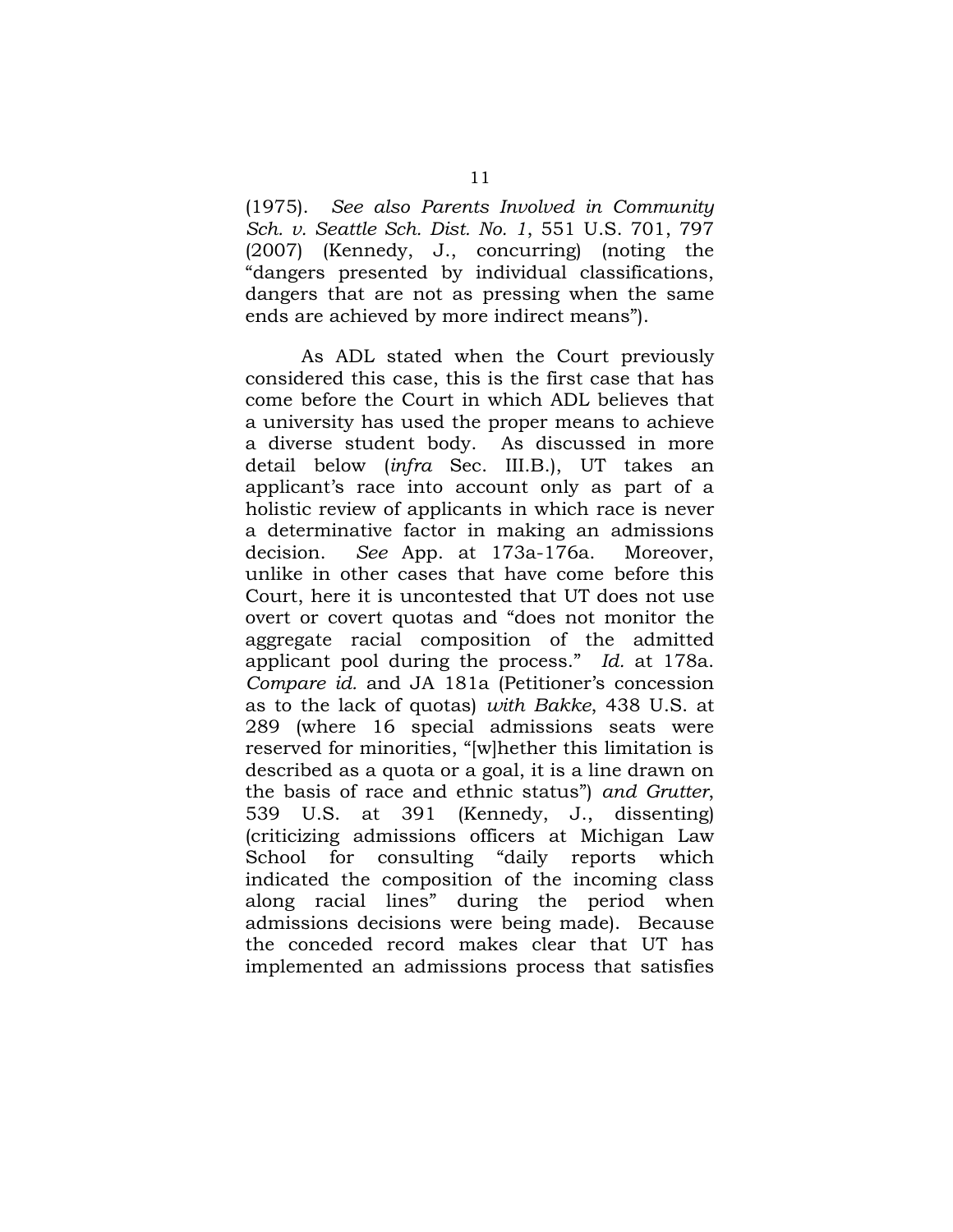(1975). *See also Parents Involved in Community Sch. v. Seattle Sch. Dist. No. 1*, 551 U.S. 701, 797 (2007) (Kennedy, J., concurring) (noting the "dangers presented by individual classifications, dangers that are not as pressing when the same ends are achieved by more indirect means").

As ADL stated when the Court previously considered this case, this is the first case that has come before the Court in which ADL believes that a university has used the proper means to achieve a diverse student body. As discussed in more detail below (*infra* Sec. III.B.), UT takes an applicant's race into account only as part of a holistic review of applicants in which race is never a determinative factor in making an admissions decision. *See* App. at 173a-176a. Moreover, unlike in other cases that have come before this Court, here it is uncontested that UT does not use overt or covert quotas and "does not monitor the aggregate racial composition of the admitted applicant pool during the process." *Id.* at 178a. *Compare id.* and JA 181a (Petitioner's concession as to the lack of quotas) *with Bakke*, 438 U.S. at 289 (where 16 special admissions seats were reserved for minorities, "[w]hether this limitation is described as a quota or a goal, it is a line drawn on the basis of race and ethnic status") *and Grutter*, 539 U.S. at 391 (Kennedy, J., dissenting) (criticizing admissions officers at Michigan Law School for consulting "daily reports which indicated the composition of the incoming class along racial lines" during the period when admissions decisions were being made). Because the conceded record makes clear that UT has implemented an admissions process that satisfies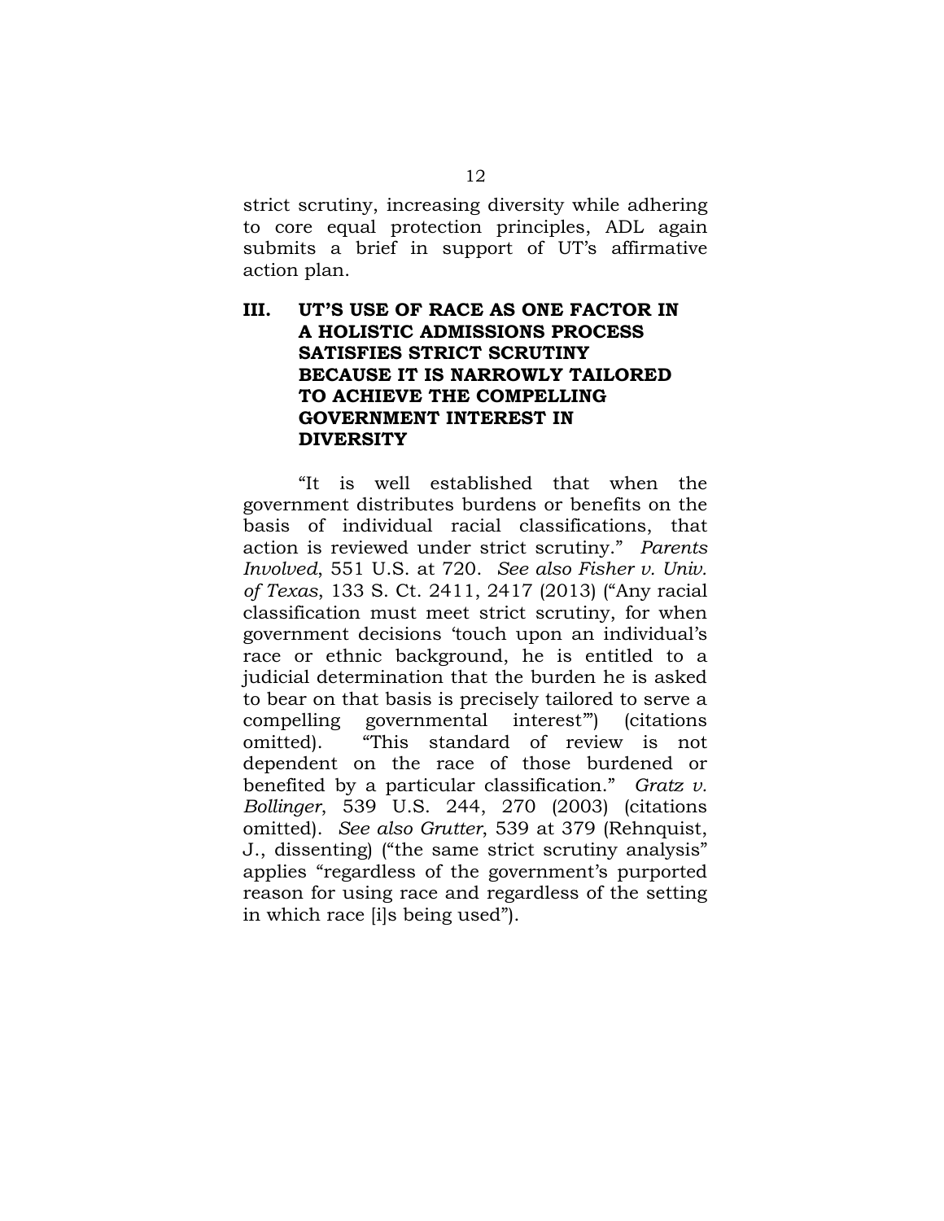strict scrutiny, increasing diversity while adhering to core equal protection principles, ADL again submits a brief in support of UT's affirmative action plan.

## III. UT'S USE OF RACE AS ONE FACTOR IN A HOLISTIC ADMISSIONS PROCESS SATISFIES STRICT SCRUTINY BECAUSE IT IS NARROWLY TAILORED TO ACHIEVE THE COMPELLING GOVERNMENT INTEREST IN DIVERSITY

"It is well established that when the government distributes burdens or benefits on the basis of individual racial classifications, that action is reviewed under strict scrutiny." *Parents Involved*, 551 U.S. at 720. *See also Fisher v. Univ. of Texas*, 133 S. Ct. 2411, 2417 (2013) ("Any racial classification must meet strict scrutiny, for when government decisions 'touch upon an individual's race or ethnic background, he is entitled to a judicial determination that the burden he is asked to bear on that basis is precisely tailored to serve a compelling governmental interest'") (citations omitted). "This standard of review is not dependent on the race of those burdened or benefited by a particular classification." *Gratz v. Bollinger*, 539 U.S. 244, 270 (2003) (citations omitted). *See also Grutter*, 539 at 379 (Rehnquist, J., dissenting) ("the same strict scrutiny analysis" applies "regardless of the government's purported reason for using race and regardless of the setting in which race [i]s being used").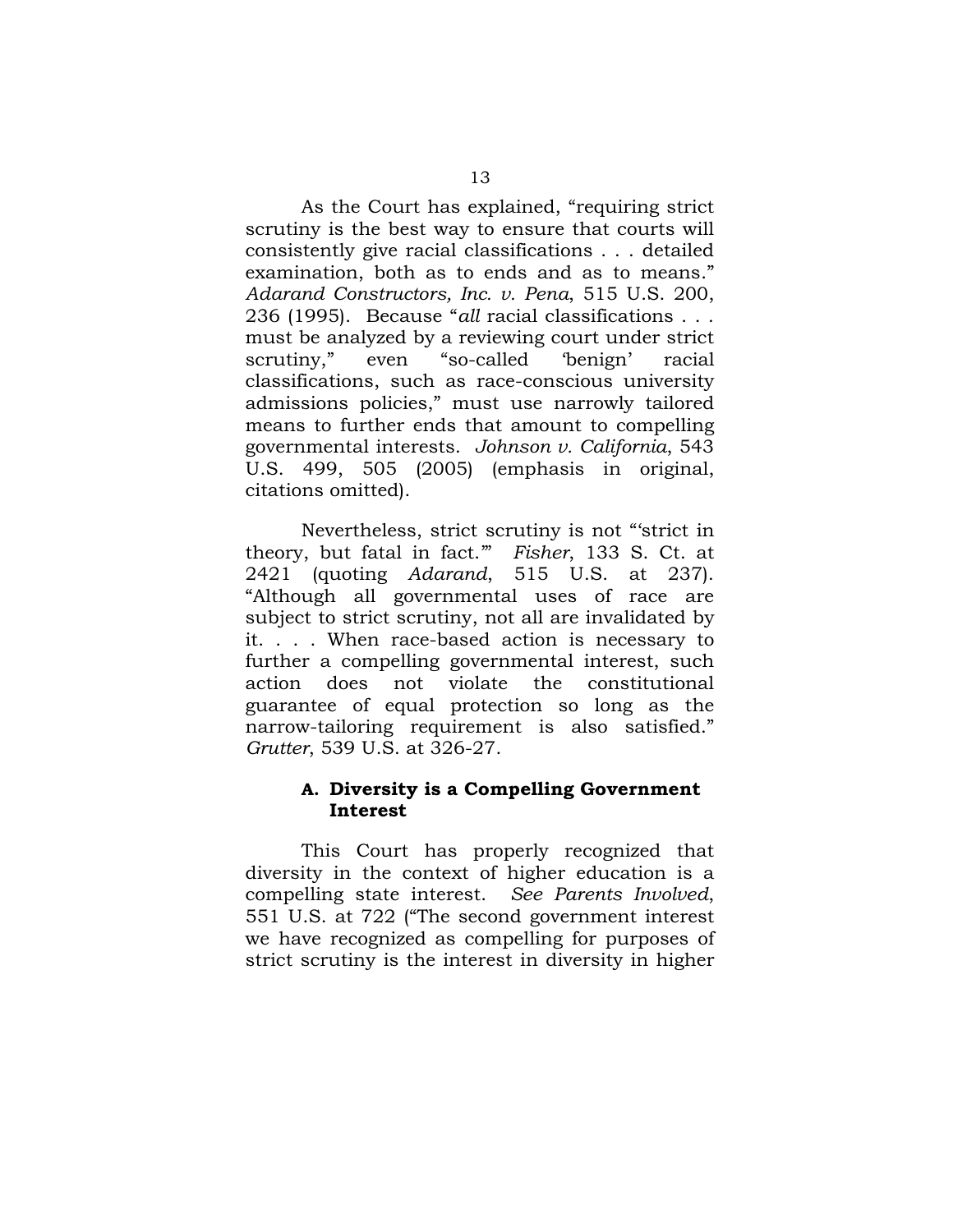As the Court has explained, "requiring strict scrutiny is the best way to ensure that courts will consistently give racial classifications . . . detailed examination, both as to ends and as to means." *Adarand Constructors, Inc. v. Pena*, 515 U.S. 200, 236 (1995). Because "*all* racial classifications . . . must be analyzed by a reviewing court under strict scrutiny," even "so-called 'benign' racial classifications, such as race-conscious university admissions policies," must use narrowly tailored means to further ends that amount to compelling governmental interests. *Johnson v. California*, 543 U.S. 499, 505 (2005) (emphasis in original, citations omitted).

Nevertheless, strict scrutiny is not "'strict in theory, but fatal in fact.'" *Fisher*, 133 S. Ct. at 2421 (quoting *Adarand*, 515 U.S. at 237). "Although all governmental uses of race are subject to strict scrutiny, not all are invalidated by it. . . . When race-based action is necessary to further a compelling governmental interest, such action does not violate the constitutional guarantee of equal protection so long as the narrow-tailoring requirement is also satisfied." *Grutter*, 539 U.S. at 326-27.

### A. Diversity is a Compelling Government Interest

This Court has properly recognized that diversity in the context of higher education is a compelling state interest. *See Parents Involved*, 551 U.S. at 722 ("The second government interest we have recognized as compelling for purposes of strict scrutiny is the interest in diversity in higher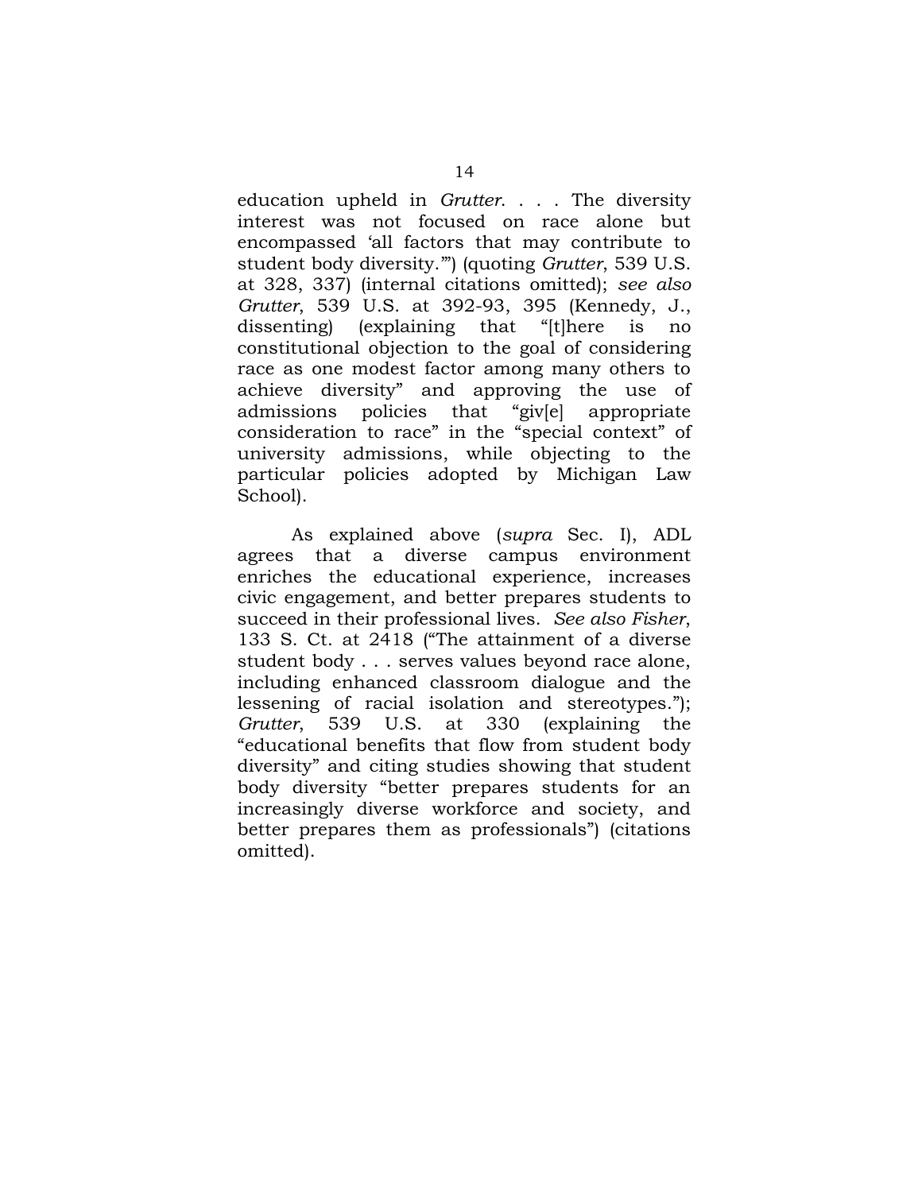education upheld in *Grutter*. . . . The diversity interest was not focused on race alone but encompassed 'all factors that may contribute to student body diversity.'") (quoting *Grutter*, 539 U.S. at 328, 337) (internal citations omitted); *see also Grutter*, 539 U.S. at 392-93, 395 (Kennedy, J., dissenting) (explaining that "[t]here is no constitutional objection to the goal of considering race as one modest factor among many others to achieve diversity" and approving the use of admissions policies that "giv[e] appropriate consideration to race" in the "special context" of university admissions, while objecting to the particular policies adopted by Michigan Law School).

As explained above (*supra* Sec. I), ADL agrees that a diverse campus environment enriches the educational experience, increases civic engagement, and better prepares students to succeed in their professional lives. *See also Fisher*, 133 S. Ct. at 2418 ("The attainment of a diverse student body . . . serves values beyond race alone, including enhanced classroom dialogue and the lessening of racial isolation and stereotypes."); *Grutter*, 539 U.S. at 330 (explaining the "educational benefits that flow from student body diversity" and citing studies showing that student body diversity "better prepares students for an increasingly diverse workforce and society, and better prepares them as professionals") (citations omitted).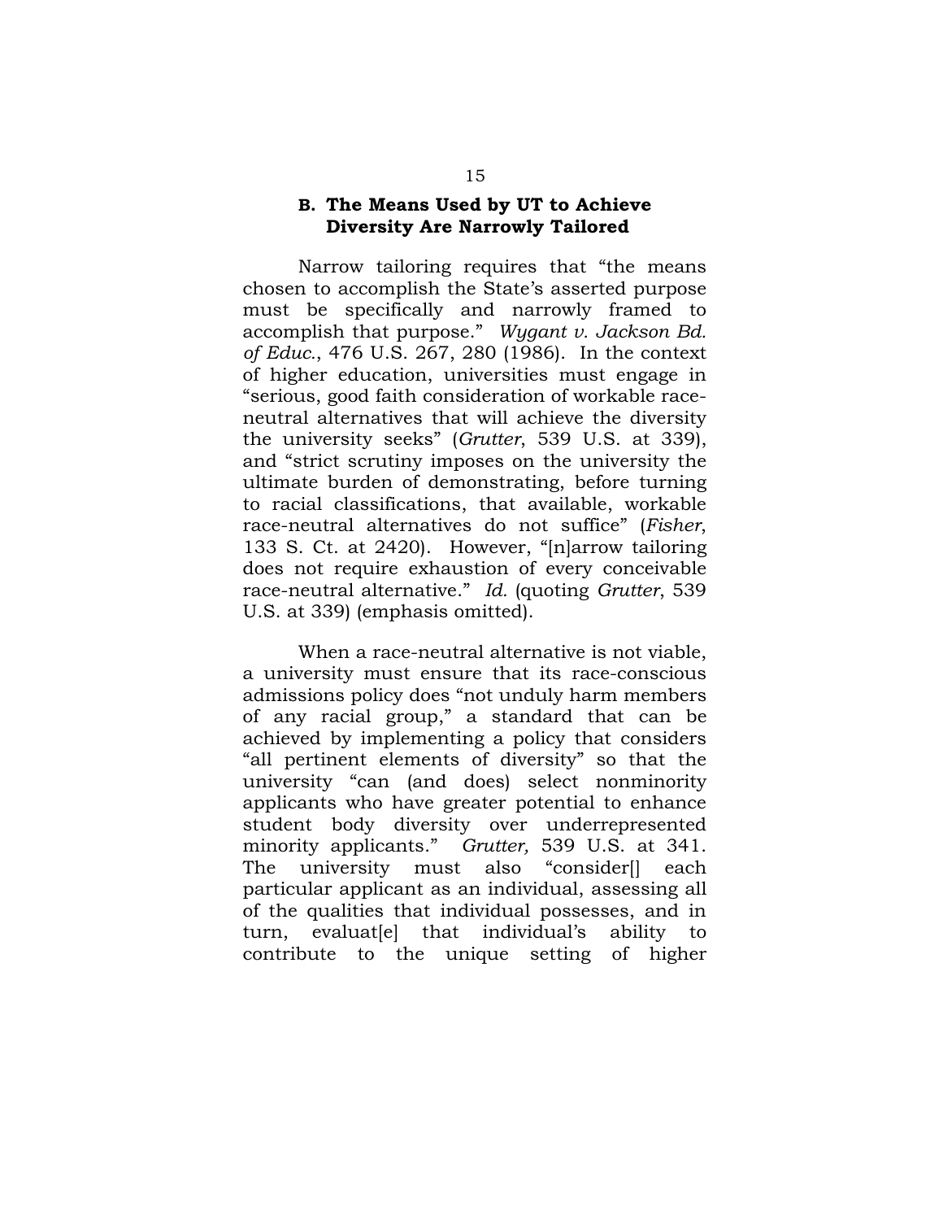### B. The Means Used by UT to Achieve Diversity Are Narrowly Tailored

Narrow tailoring requires that "the means chosen to accomplish the State's asserted purpose must be specifically and narrowly framed to accomplish that purpose." *Wygant v. Jackson Bd. of Educ.*, 476 U.S. 267, 280 (1986). In the context of higher education, universities must engage in "serious, good faith consideration of workable race-neutral alternatives that will achieve the diversity the university seeks" (*Grutter*, 539 U.S. at 339), and "strict scrutiny imposes on the university the ultimate burden of demonstrating, before turning to racial classifications, that available, workable race-neutral alternatives do not suffice" (*Fisher*, 133 S. Ct. at 2420). However, "[n]arrow tailoring does not require exhaustion of every conceivable race-neutral alternative." *Id.* (quoting *Grutter*, 539 U.S. at 339) (emphasis omitted).

When a race-neutral alternative is not viable, a university must ensure that its race-conscious admissions policy does "not unduly harm members of any racial group," a standard that can be achieved by implementing a policy that considers "all pertinent elements of diversity" so that the university "can (and does) select nonminority applicants who have greater potential to enhance student body diversity over underrepresented minority applicants." *Grutter,* 539 U.S. at 341. The university must also "consider[] each particular applicant as an individual, assessing all of the qualities that individual possesses, and in turn, evaluat[e] that individual's ability to contribute to the unique setting of higher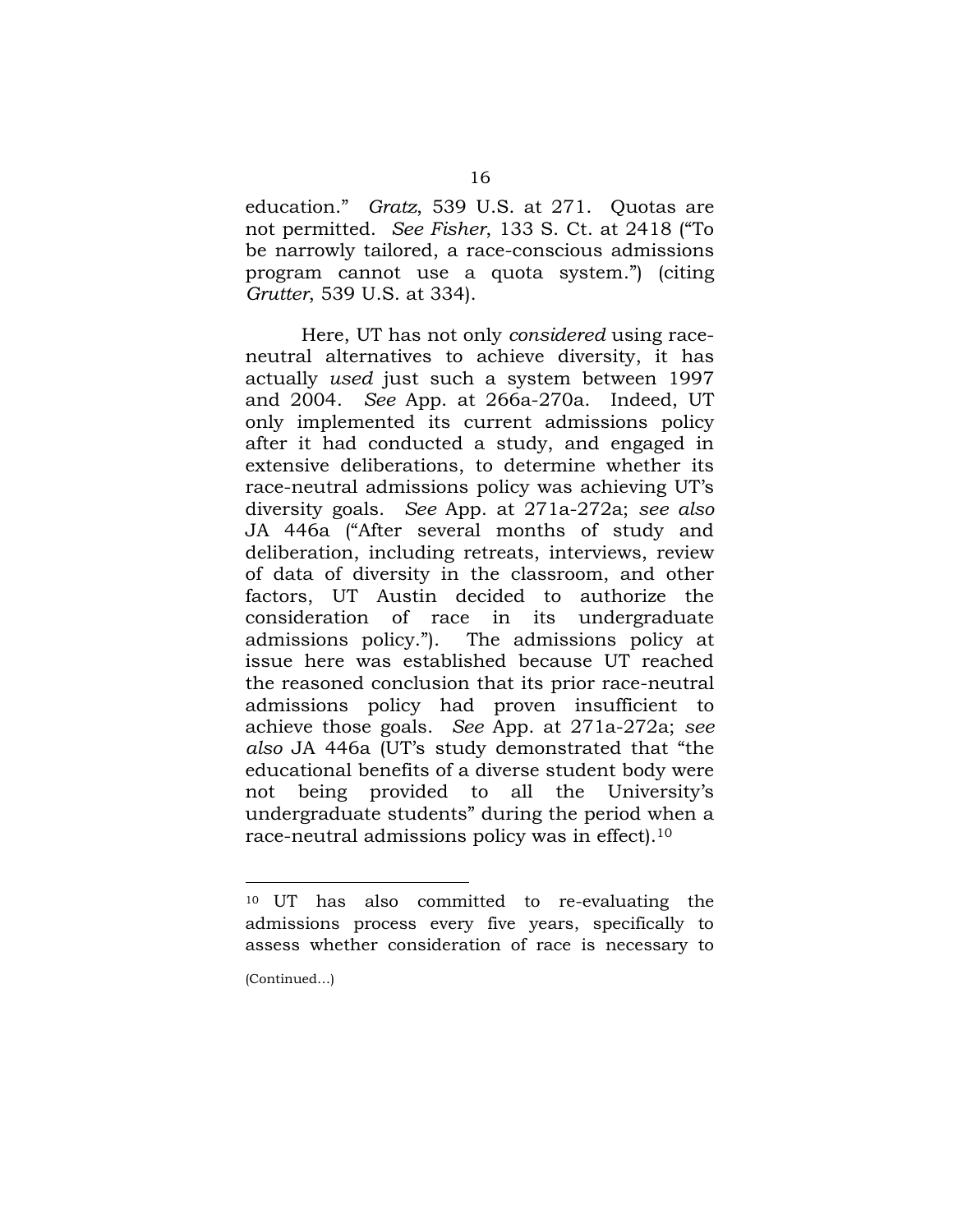education." *Gratz*, 539 U.S. at 271. Quotas are not permitted. *See Fisher*, 133 S. Ct. at 2418 ("To be narrowly tailored, a race-conscious admissions program cannot use a quota system.") (citing *Grutter*, 539 U.S. at 334).

Here, UT has not only *considered* using race-neutral alternatives to achieve diversity, it has actually *used* just such a system between 1997 and 2004. *See* App. at 266a-270a. Indeed, UT only implemented its current admissions policy after it had conducted a study, and engaged in extensive deliberations, to determine whether its race-neutral admissions policy was achieving UT's diversity goals. *See* App. at 271a-272a; *see also* JA 446a ("After several months of study and deliberation, including retreats, interviews, review of data of diversity in the classroom, and other factors, UT Austin decided to authorize the consideration of race in its undergraduate admissions policy."). The admissions policy at issue here was established because UT reached the reasoned conclusion that its prior race-neutral admissions policy had proven insufficient to achieve those goals. *See* App. at 271a-272a; *see also* JA 446a (UT's study demonstrated that "the educational benefits of a diverse student body were not being provided to all the University's undergraduate students" during the period when a race-neutral admissions policy was in effect).[10]

---

[10] UT has also committed to re-evaluating the admissions process every five years, specifically to assess whether consideration of race is necessary to

(Continued…)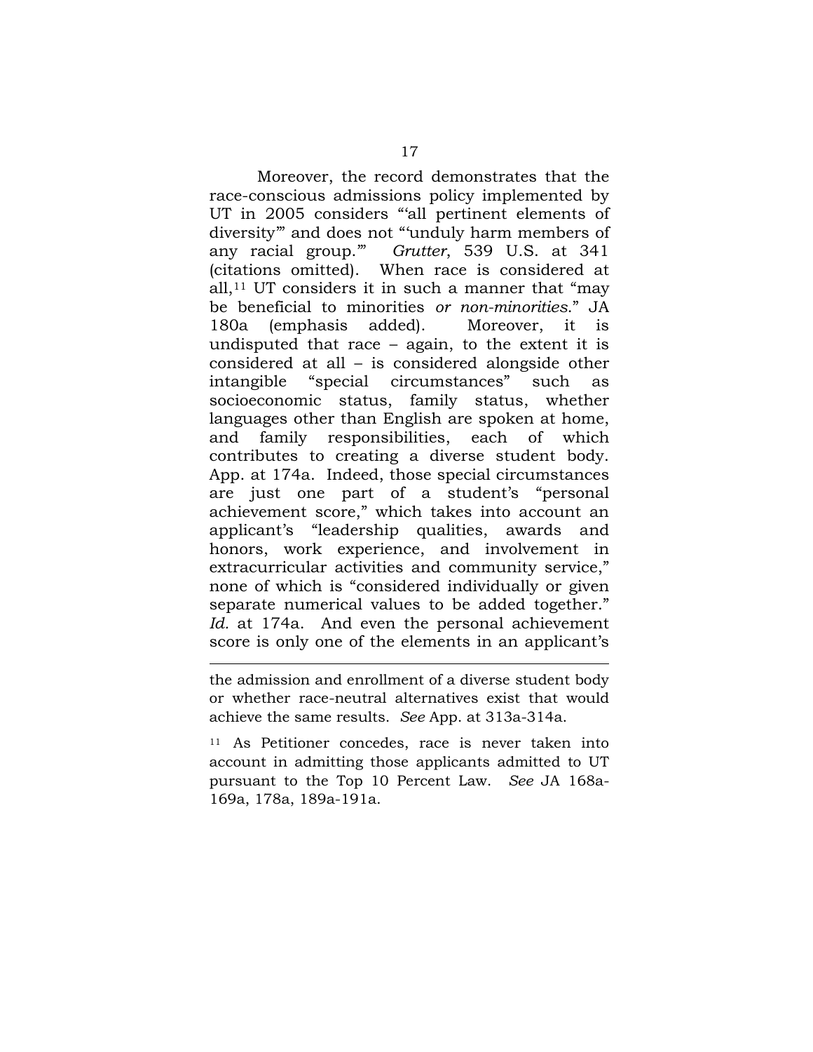Moreover, the record demonstrates that the race-conscious admissions policy implemented by UT in 2005 considers "'all pertinent elements of diversity'" and does not "'unduly harm members of any racial group.'" *Grutter*, 539 U.S. at 341 (citations omitted). When race is considered at all,[11] UT considers it in such a manner that "may be beneficial to minorities *or non-minorities*." JA 180a (emphasis added). Moreover, it is undisputed that race – again, to the extent it is considered at all – is considered alongside other intangible "special circumstances" such as socioeconomic status, family status, whether languages other than English are spoken at home, and family responsibilities, each of which contributes to creating a diverse student body. App. at 174a. Indeed, those special circumstances are just one part of a student's "personal achievement score," which takes into account an applicant's "leadership qualities, awards and honors, work experience, and involvement in extracurricular activities and community service," none of which is "considered individually or given separate numerical values to be added together." *Id.* at 174a. And even the personal achievement score is only one of the elements in an applicant's

---

the admission and enrollment of a diverse student body or whether race-neutral alternatives exist that would achieve the same results. *See* App. at 313a-314a.

[11] As Petitioner concedes, race is never taken into account in admitting those applicants admitted to UT pursuant to the Top 10 Percent Law. *See* JA 168a-169a, 178a, 189a-191a.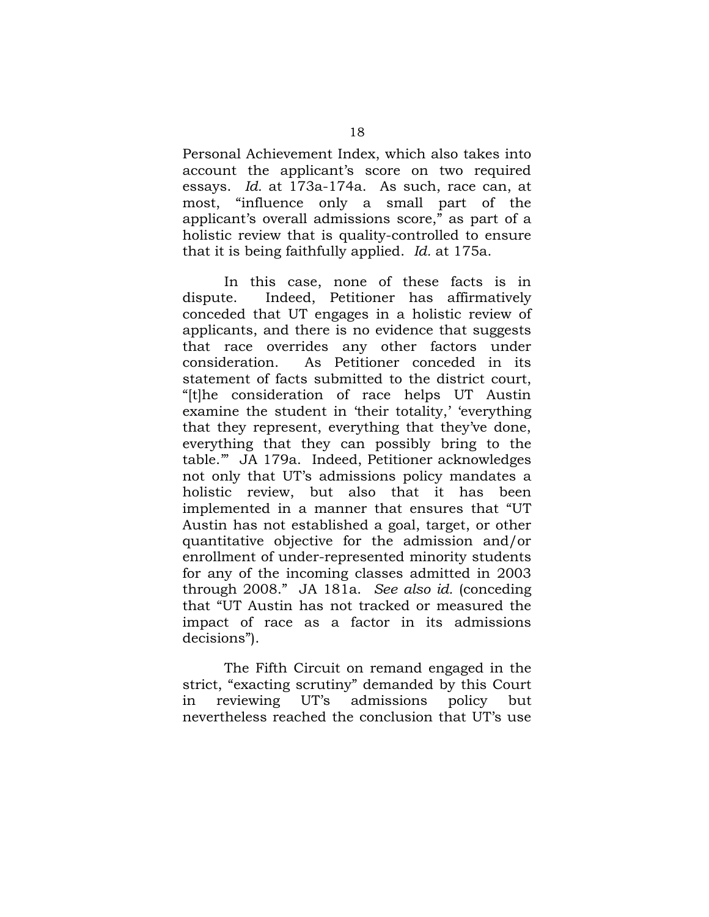Personal Achievement Index, which also takes into account the applicant's score on two required essays. *Id.* at 173a-174a. As such, race can, at most, "influence only a small part of the applicant's overall admissions score," as part of a holistic review that is quality-controlled to ensure that it is being faithfully applied. *Id.* at 175a.

In this case, none of these facts is in dispute. Indeed, Petitioner has affirmatively conceded that UT engages in a holistic review of applicants, and there is no evidence that suggests that race overrides any other factors under consideration. As Petitioner conceded in its statement of facts submitted to the district court, "[t]he consideration of race helps UT Austin examine the student in 'their totality,' 'everything that they represent, everything that they've done, everything that they can possibly bring to the table.'" JA 179a. Indeed, Petitioner acknowledges not only that UT's admissions policy mandates a holistic review, but also that it has been implemented in a manner that ensures that "UT Austin has not established a goal, target, or other quantitative objective for the admission and/or enrollment of under-represented minority students for any of the incoming classes admitted in 2003 through 2008." JA 181a. *See also id.* (conceding that "UT Austin has not tracked or measured the impact of race as a factor in its admissions decisions").

The Fifth Circuit on remand engaged in the strict, "exacting scrutiny" demanded by this Court in reviewing UT's admissions policy but nevertheless reached the conclusion that UT's use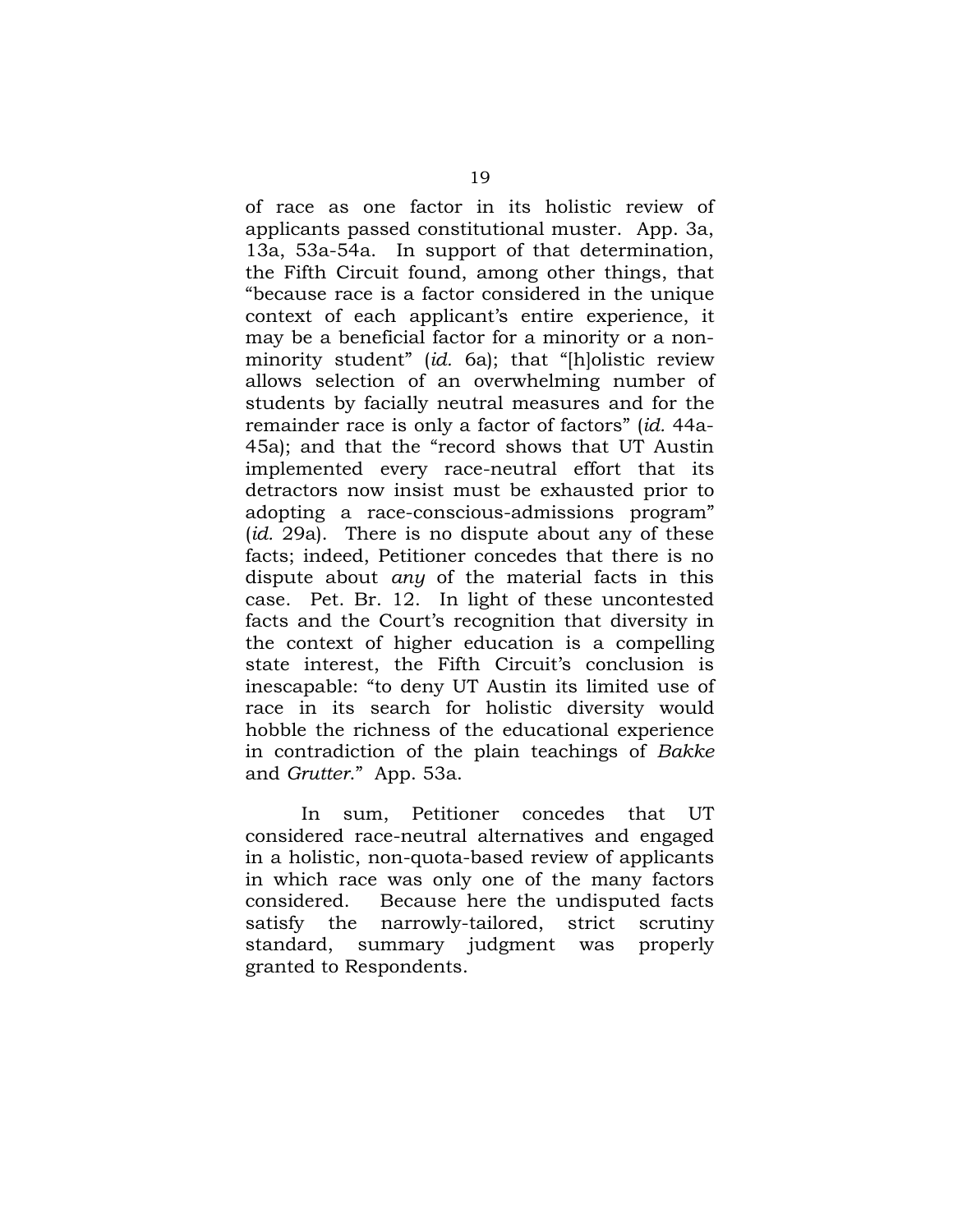of race as one factor in its holistic review of applicants passed constitutional muster. App. 3a, 13a, 53a-54a. In support of that determination, the Fifth Circuit found, among other things, that "because race is a factor considered in the unique context of each applicant's entire experience, it may be a beneficial factor for a minority or a non-minority student" (*id.* 6a); that "[h]olistic review allows selection of an overwhelming number of students by facially neutral measures and for the remainder race is only a factor of factors" (*id.* 44a-45a); and that the "record shows that UT Austin implemented every race-neutral effort that its detractors now insist must be exhausted prior to adopting a race-conscious-admissions program" (*id.* 29a). There is no dispute about any of these facts; indeed, Petitioner concedes that there is no dispute about *any* of the material facts in this case. Pet. Br. 12. In light of these uncontested facts and the Court's recognition that diversity in the context of higher education is a compelling state interest, the Fifth Circuit's conclusion is inescapable: "to deny UT Austin its limited use of race in its search for holistic diversity would hobble the richness of the educational experience in contradiction of the plain teachings of *Bakke* and *Grutter*." App. 53a.

In sum, Petitioner concedes that UT considered race-neutral alternatives and engaged in a holistic, non-quota-based review of applicants in which race was only one of the many factors considered. Because here the undisputed facts satisfy the narrowly-tailored, strict scrutiny standard, summary judgment was properly granted to Respondents.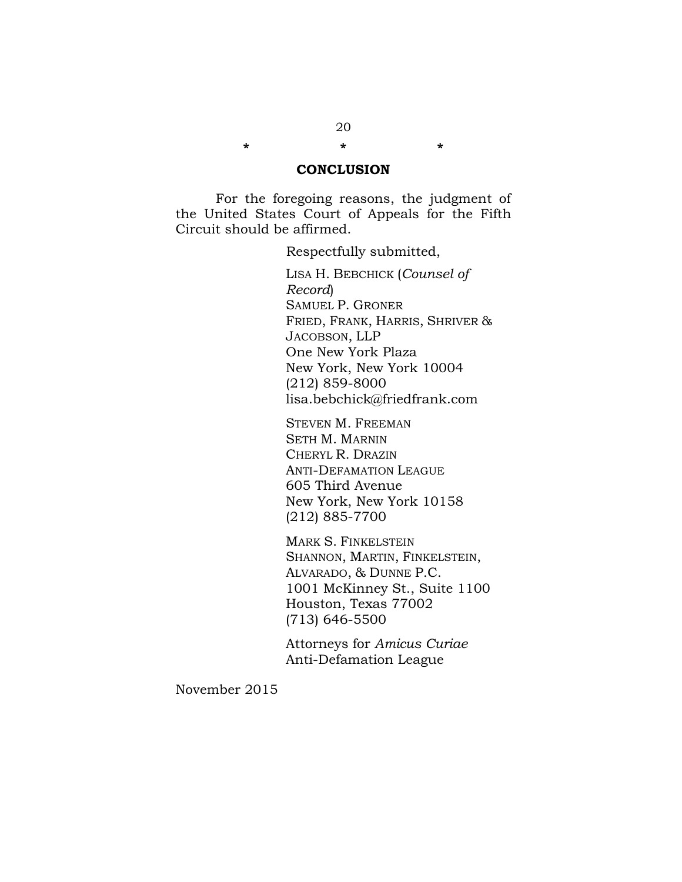\*                    \*                    \*

## CONCLUSION

For the foregoing reasons, the judgment of the United States Court of Appeals for the Fifth Circuit should be affirmed.

Respectfully submitted,

LISA H. BEBCHICK (*Counsel of Record*)
SAMUEL P. GRONER
FRIED, FRANK, HARRIS, SHRIVER & JACOBSON, LLP
One New York Plaza
New York, New York 10004
(212) 859-8000
lisa.bebchick@friedfrank.com

STEVEN M. FREEMAN
SETH M. MARNIN
CHERYL R. DRAZIN
ANTI-DEFAMATION LEAGUE
605 Third Avenue
New York, New York 10158
(212) 885-7700

MARK S. FINKELSTEIN
SHANNON, MARTIN, FINKELSTEIN, ALVARADO, & DUNNE P.C.
1001 McKinney St., Suite 1100
Houston, Texas 77002
(713) 646-5500

Attorneys for *Amicus Curiae* Anti-Defamation League

November 2015